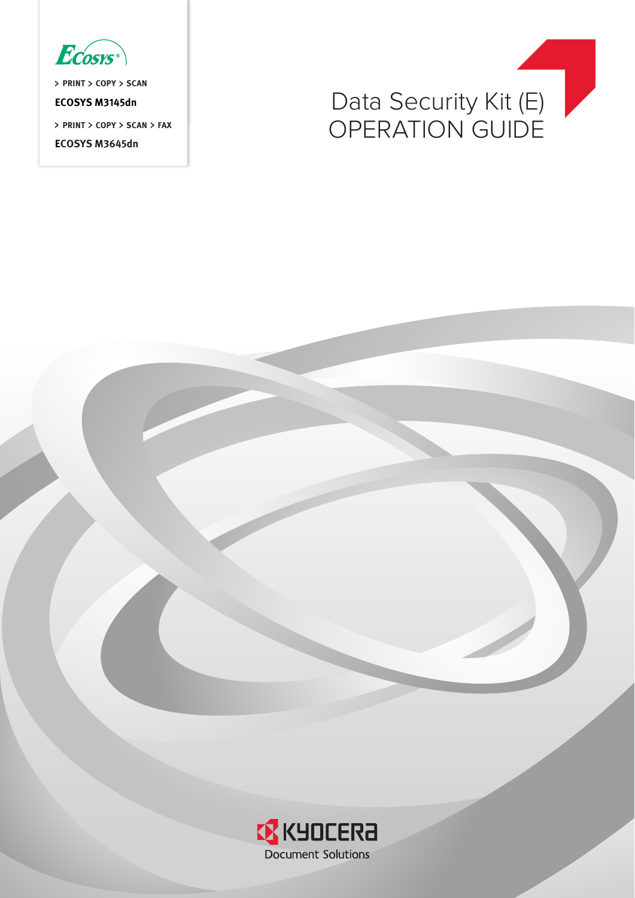ECOSYS®

> PRINT > COPY > SCAN

**ECOSYS M3145dn**

> PRINT > COPY > SCAN > FAX

**ECOSYS M3645dn**

# Data Security Kit (E)
# OPERATION GUIDE

KYOCERA

Document Solutions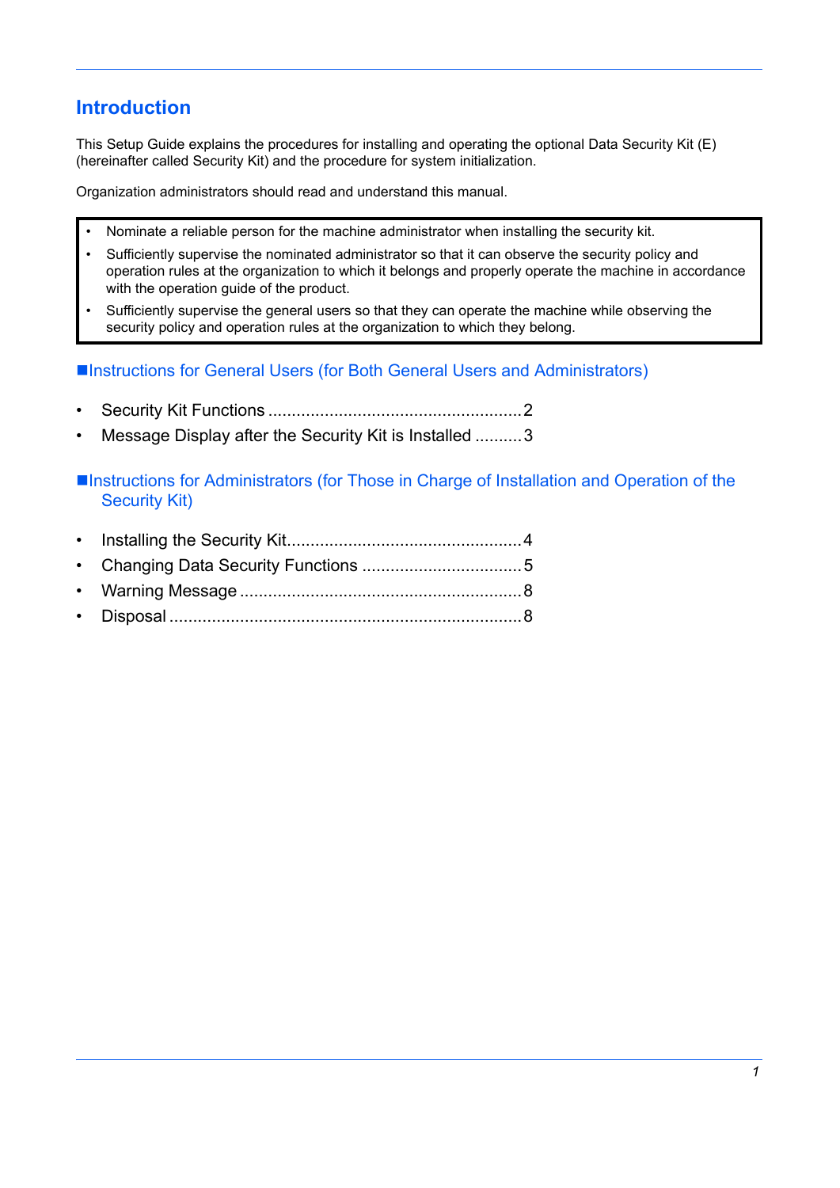# Introduction

This Setup Guide explains the procedures for installing and operating the optional Data Security Kit (E) (hereinafter called Security Kit) and the procedure for system initialization.

Organization administrators should read and understand this manual.

- Nominate a reliable person for the machine administrator when installing the security kit.
- Sufficiently supervise the nominated administrator so that it can observe the security policy and operation rules at the organization to which it belongs and properly operate the machine in accordance with the operation guide of the product.
- Sufficiently supervise the general users so that they can operate the machine while observing the security policy and operation rules at the organization to which they belong.

## ■Instructions for General Users (for Both General Users and Administrators)

- Security Kit Functions ......................................................2
- Message Display after the Security Kit is Installed ..........3

## ■Instructions for Administrators (for Those in Charge of Installation and Operation of the Security Kit)

- Installing the Security Kit.................................................4
- Changing Data Security Functions ..................................5
- Warning Message ............................................................8
- Disposal ...........................................................................8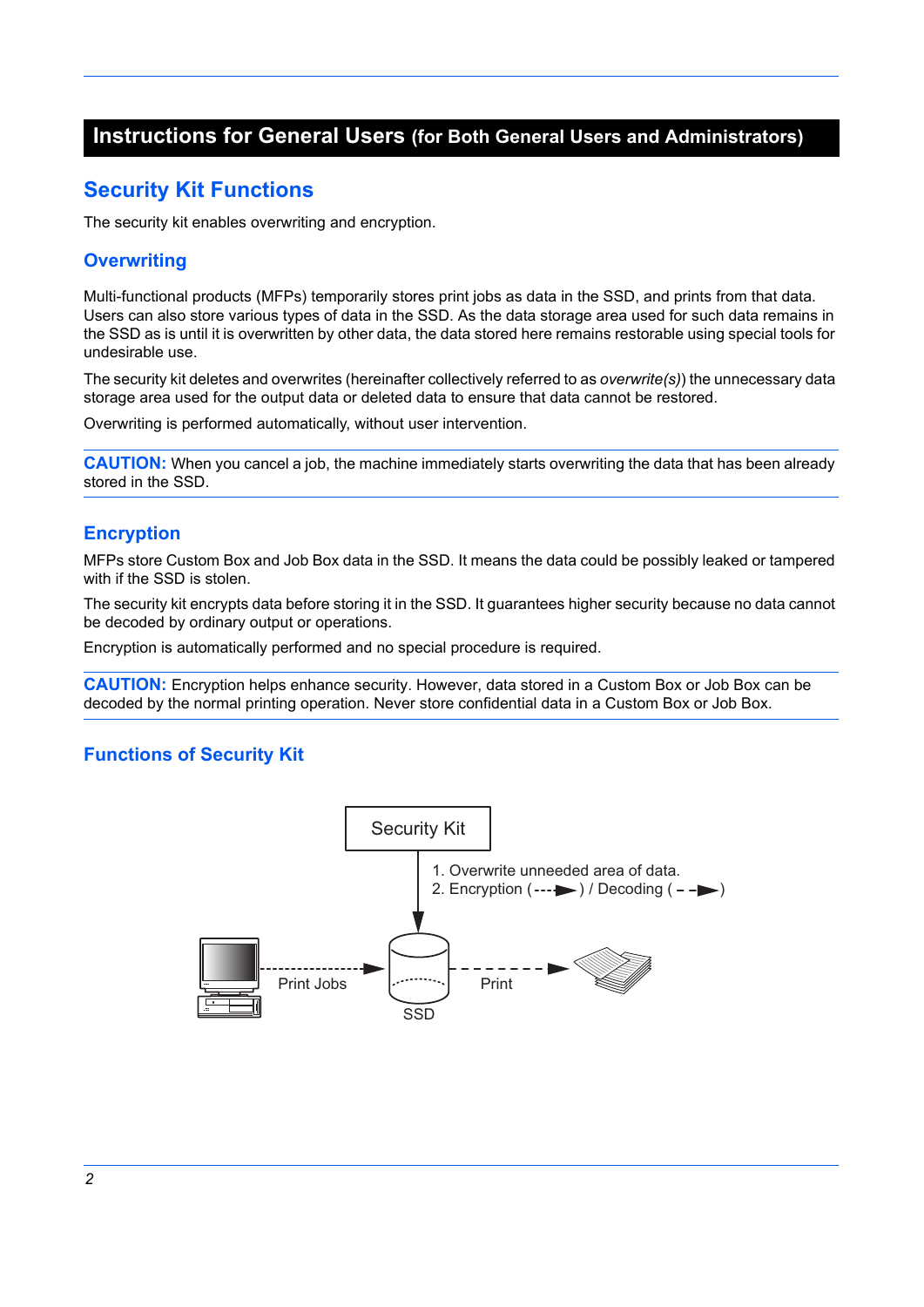# Instructions for General Users (for Both General Users and Administrators)

## Security Kit Functions

The security kit enables overwriting and encryption.

### Overwriting

Multi-functional products (MFPs) temporarily stores print jobs as data in the SSD, and prints from that data. Users can also store various types of data in the SSD. As the data storage area used for such data remains in the SSD as is until it is overwritten by other data, the data stored here remains restorable using special tools for undesirable use.

The security kit deletes and overwrites (hereinafter collectively referred to as *overwrite(s)*) the unnecessary data storage area used for the output data or deleted data to ensure that data cannot be restored.

Overwriting is performed automatically, without user intervention.

**CAUTION:** When you cancel a job, the machine immediately starts overwriting the data that has been already stored in the SSD.

### Encryption

MFPs store Custom Box and Job Box data in the SSD. It means the data could be possibly leaked or tampered with if the SSD is stolen.

The security kit encrypts data before storing it in the SSD. It guarantees higher security because no data cannot be decoded by ordinary output or operations.

Encryption is automatically performed and no special procedure is required.

**CAUTION:** Encryption helps enhance security. However, data stored in a Custom Box or Job Box can be decoded by the normal printing operation. Never store confidential data in a Custom Box or Job Box.

### Functions of Security Kit

Security Kit

1. Overwrite unneeded area of data.
2. Encryption (---►) / Decoding (– –►)

Print Jobs

SSD

Print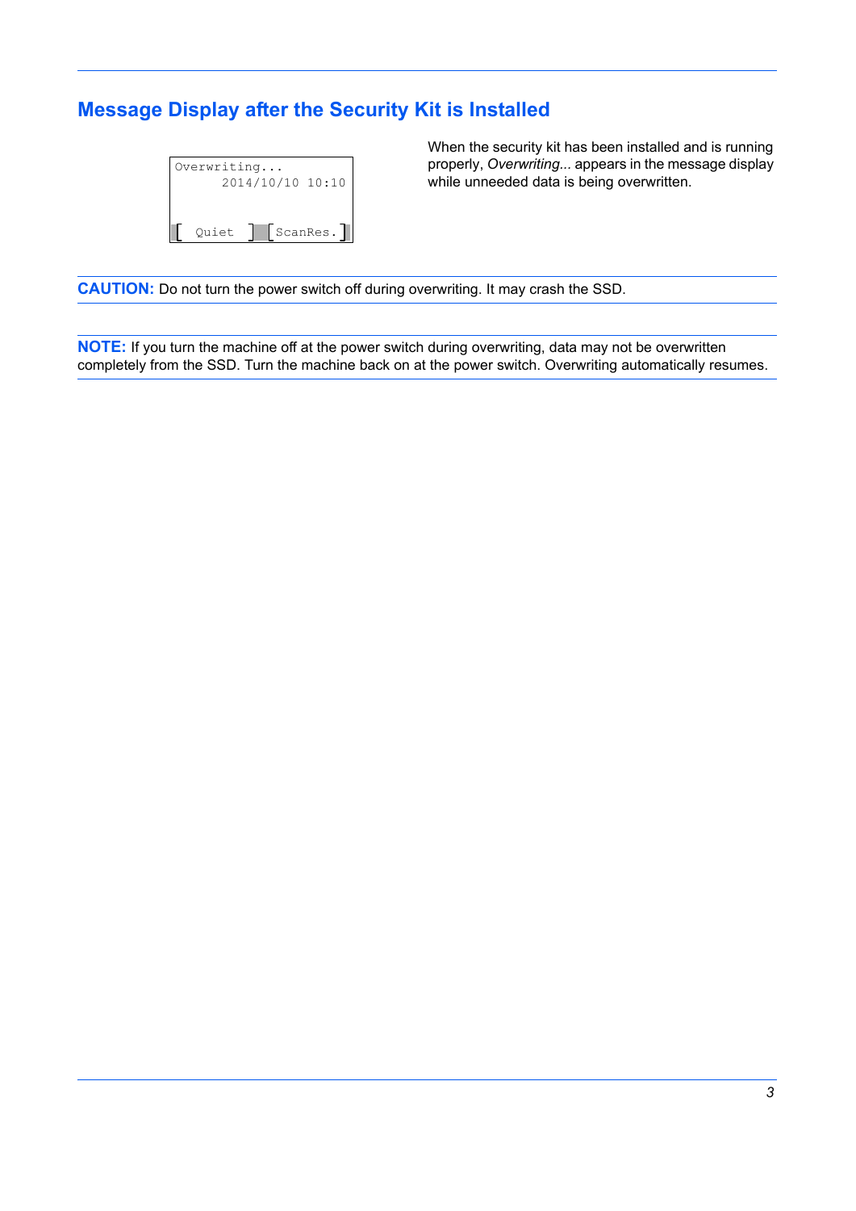## Message Display after the Security Kit is Installed

```
Overwriting...
      2014/10/10 10:10

[  Quiet  ] [ScanRes.]
```

When the security kit has been installed and is running properly, *Overwriting...* appears in the message display while unneeded data is being overwritten.

**CAUTION:** Do not turn the power switch off during overwriting. It may crash the SSD.

**NOTE:** If you turn the machine off at the power switch during overwriting, data may not be overwritten completely from the SSD. Turn the machine back on at the power switch. Overwriting automatically resumes.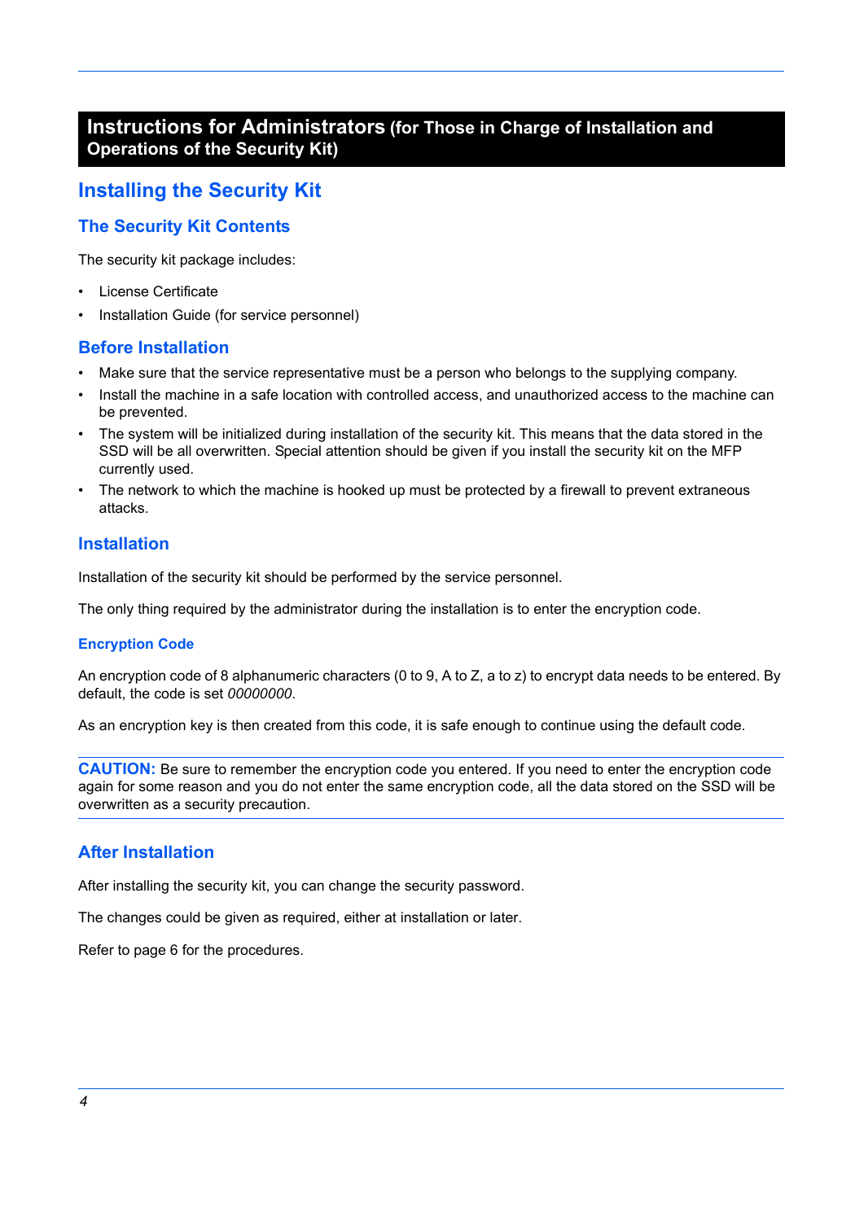# Instructions for Administrators (for Those in Charge of Installation and Operations of the Security Kit)

## Installing the Security Kit

### The Security Kit Contents

The security kit package includes:

- License Certificate
- Installation Guide (for service personnel)

### Before Installation

- Make sure that the service representative must be a person who belongs to the supplying company.
- Install the machine in a safe location with controlled access, and unauthorized access to the machine can be prevented.
- The system will be initialized during installation of the security kit. This means that the data stored in the SSD will be all overwritten. Special attention should be given if you install the security kit on the MFP currently used.
- The network to which the machine is hooked up must be protected by a firewall to prevent extraneous attacks.

### Installation

Installation of the security kit should be performed by the service personnel.

The only thing required by the administrator during the installation is to enter the encryption code.

#### Encryption Code

An encryption code of 8 alphanumeric characters (0 to 9, A to Z, a to z) to encrypt data needs to be entered. By default, the code is set *00000000*.

As an encryption key is then created from this code, it is safe enough to continue using the default code.

---

**CAUTION:** Be sure to remember the encryption code you entered. If you need to enter the encryption code again for some reason and you do not enter the same encryption code, all the data stored on the SSD will be overwritten as a security precaution.

---

### After Installation

After installing the security kit, you can change the security password.

The changes could be given as required, either at installation or later.

Refer to page 6 for the procedures.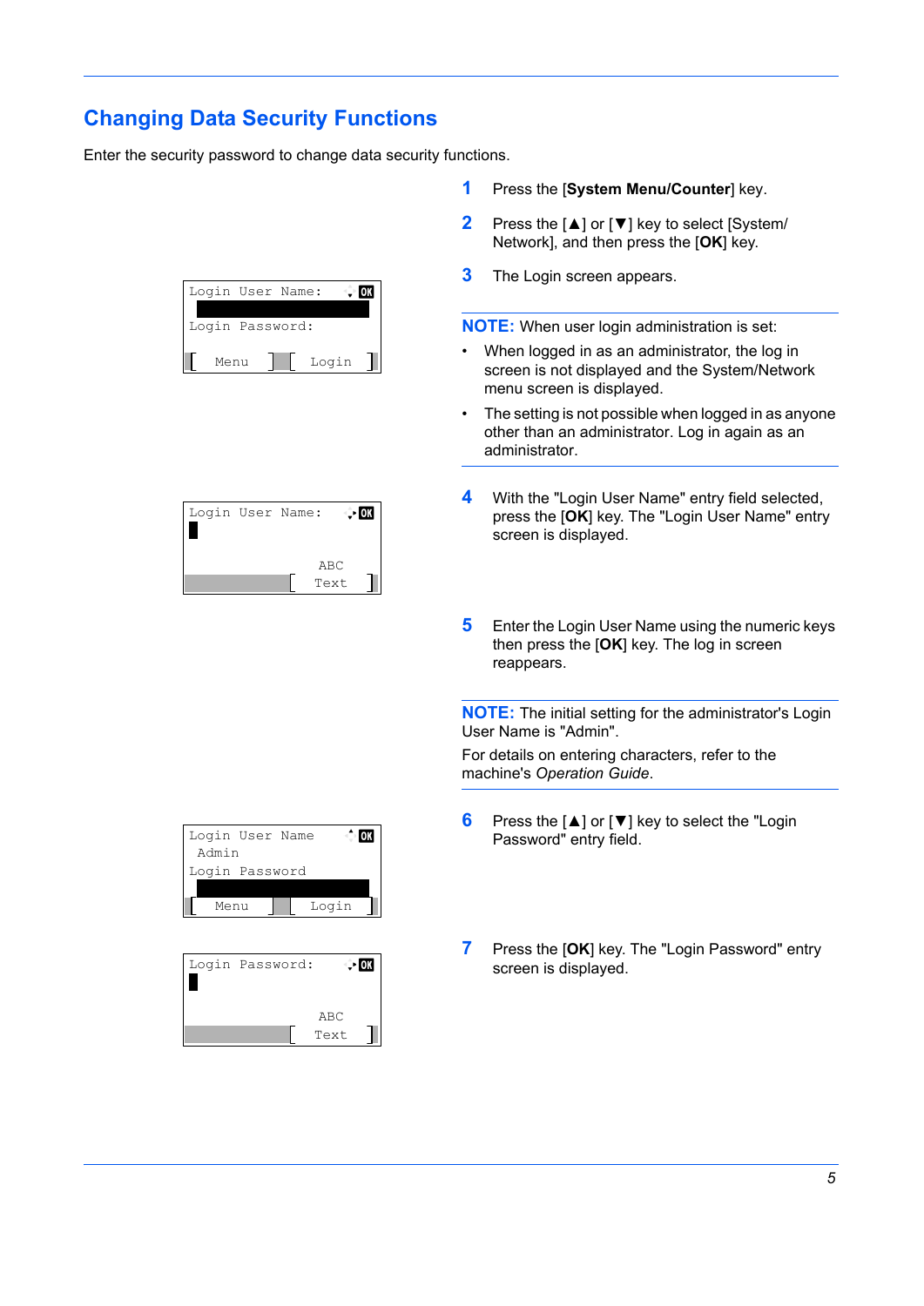## Changing Data Security Functions

Enter the security password to change data security functions.

```
Login User Name:        OK
████████████████████████
Login Password:

[ Menu ] [ Login ]
```

1 Press the [**System Menu/Counter**] key.

2 Press the [▲] or [▼] key to select [System/ Network], and then press the [**OK**] key.

3 The Login screen appears.

**NOTE:** When user login administration is set:

- When logged in as an administrator, the log in screen is not displayed and the System/Network menu screen is displayed.
- The setting is not possible when logged in as anyone other than an administrator. Log in again as an administrator.

```
Login User Name:        OK
█

                      ABC
              [ Text ]
```

4 With the "Login User Name" entry field selected, press the [**OK**] key. The "Login User Name" entry screen is displayed.

5 Enter the Login User Name using the numeric keys then press the [**OK**] key. The log in screen reappears.

**NOTE:** The initial setting for the administrator's Login User Name is "Admin".

For details on entering characters, refer to the machine's *Operation Guide*.

```
Login User Name         OK
 Admin
Login Password
████████████████████████
[ Menu ] [ Login ]
```

6 Press the [▲] or [▼] key to select the "Login Password" entry field.

```
Login Password:         OK
█

                      ABC
              [ Text ]
```

7 Press the [**OK**] key. The "Login Password" entry screen is displayed.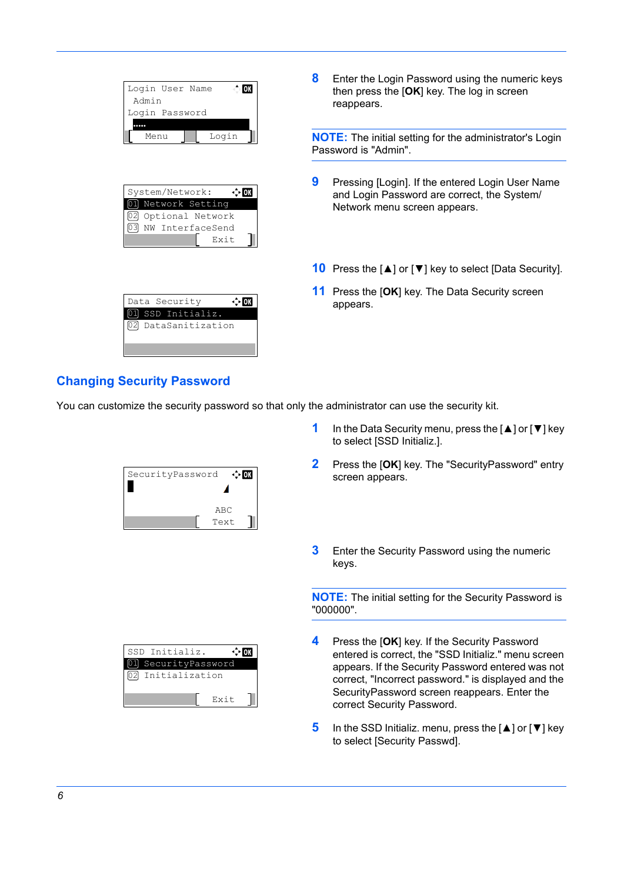Login User Name
Admin
Login Password
•••••
Menu Login

8 Enter the Login Password using the numeric keys then press the [**OK**] key. The log in screen reappears.

**NOTE:** The initial setting for the administrator's Login Password is "Admin".

System/Network:
01 Network Setting
02 Optional Network
03 NW InterfaceSend
Exit

9 Pressing [Login]. If the entered Login User Name and Login Password are correct, the System/ Network menu screen appears.

10 Press the [▲] or [▼] key to select [Data Security].

11 Press the [**OK**] key. The Data Security screen appears.

Data Security
01 SSD Initializ.
02 DataSanitization

## Changing Security Password

You can customize the security password so that only the administrator can use the security kit.

1 In the Data Security menu, press the [▲] or [▼] key to select [SSD Initializ.].

2 Press the [**OK**] key. The "SecurityPassword" entry screen appears.

SecurityPassword
ABC
Text

3 Enter the Security Password using the numeric keys.

**NOTE:** The initial setting for the Security Password is "000000".

SSD Initializ.
01 SecurityPassword
02 Initialization
Exit

4 Press the [**OK**] key. If the Security Password entered is correct, the "SSD Initializ." menu screen appears. If the Security Password entered was not correct, "Incorrect password." is displayed and the SecurityPassword screen reappears. Enter the correct Security Password.

5 In the SSD Initializ. menu, press the [▲] or [▼] key to select [Security Passwd].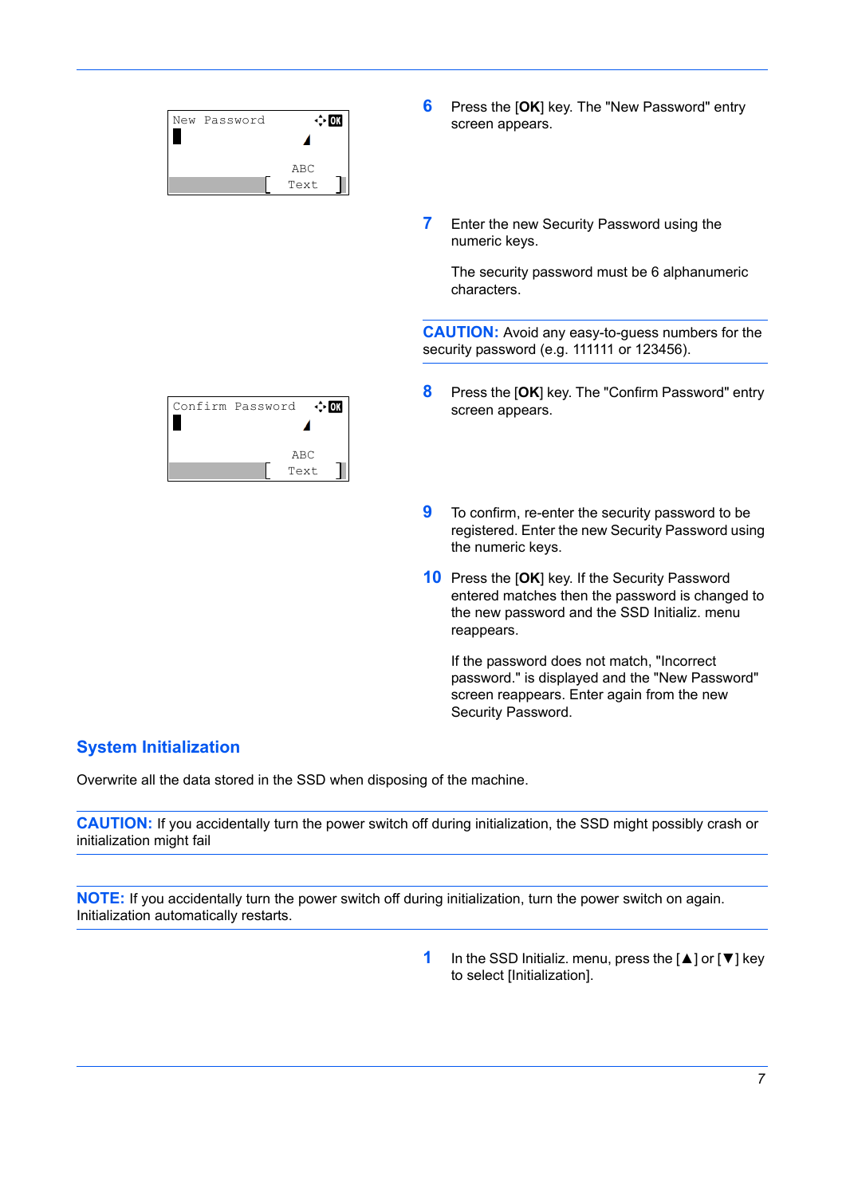```
New Password
▮
ABC
Text
```

6 Press the [**OK**] key. The "New Password" entry screen appears.

7 Enter the new Security Password using the numeric keys.

The security password must be 6 alphanumeric characters.

**CAUTION:** Avoid any easy-to-guess numbers for the security password (e.g. 111111 or 123456).

```
Confirm Password
▮
ABC
Text
```

8 Press the [**OK**] key. The "Confirm Password" entry screen appears.

9 To confirm, re-enter the security password to be registered. Enter the new Security Password using the numeric keys.

10 Press the [**OK**] key. If the Security Password entered matches then the password is changed to the new password and the SSD Initializ. menu reappears.

If the password does not match, "Incorrect password." is displayed and the "New Password" screen reappears. Enter again from the new Security Password.

## System Initialization

Overwrite all the data stored in the SSD when disposing of the machine.

**CAUTION:** If you accidentally turn the power switch off during initialization, the SSD might possibly crash or initialization might fail

**NOTE:** If you accidentally turn the power switch off during initialization, turn the power switch on again. Initialization automatically restarts.

1 In the SSD Initializ. menu, press the [▲] or [▼] key to select [Initialization].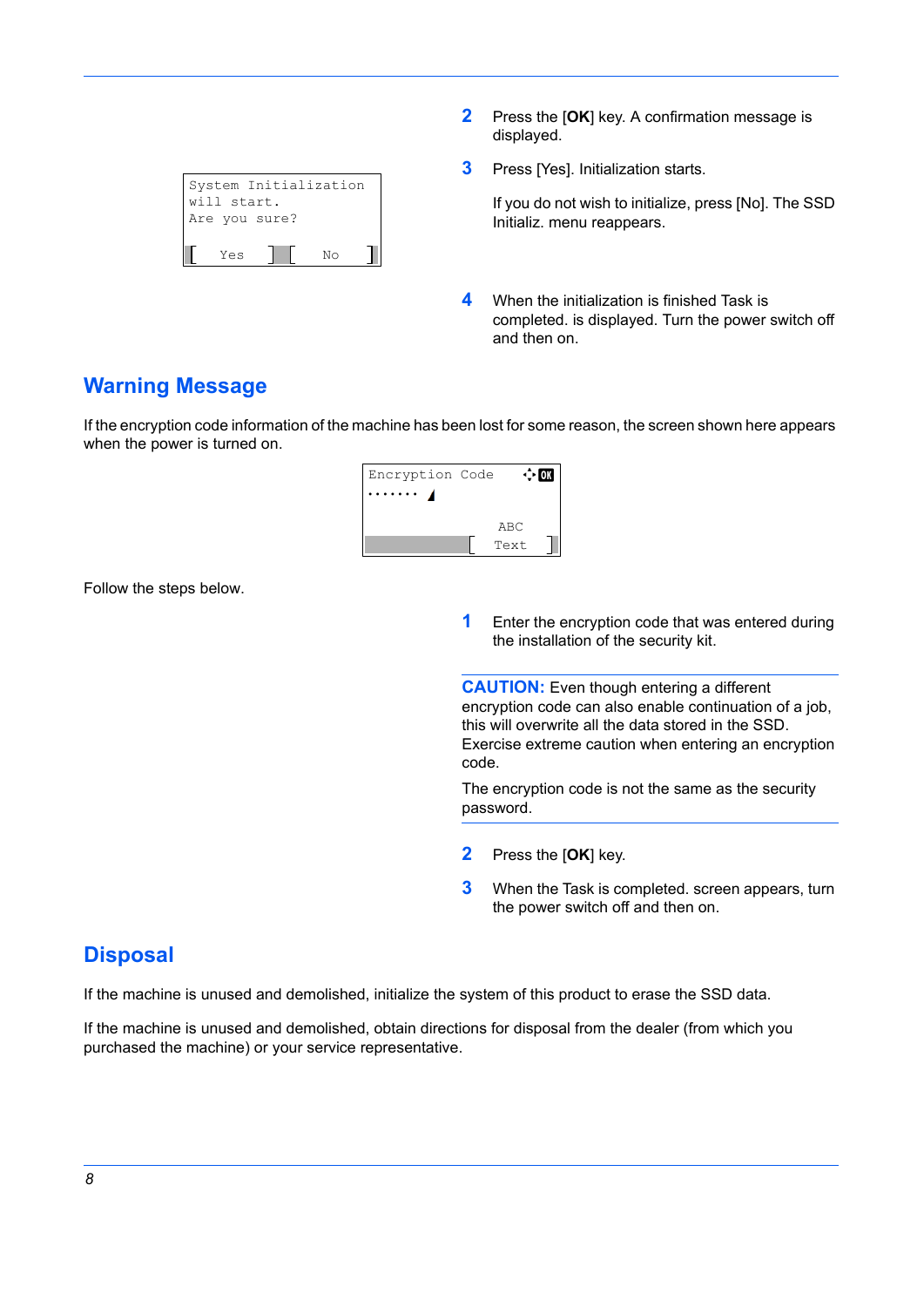```
System Initialization
will start.
Are you sure?
[  Yes  ][  No  ]
```

2 Press the [**OK**] key. A confirmation message is displayed.

3 Press [Yes]. Initialization starts.

If you do not wish to initialize, press [No]. The SSD Initializ. menu reappears.

4 When the initialization is finished Task is completed. is displayed. Turn the power switch off and then on.

## Warning Message

If the encryption code information of the machine has been lost for some reason, the screen shown here appears when the power is turned on.

```
Encryption Code      OK
.......

                  ABC
                [ Text ]
```

Follow the steps below.

1 Enter the encryption code that was entered during the installation of the security kit.

**CAUTION:** Even though entering a different encryption code can also enable continuation of a job, this will overwrite all the data stored in the SSD. Exercise extreme caution when entering an encryption code.

The encryption code is not the same as the security password.

2 Press the [**OK**] key.

3 When the Task is completed. screen appears, turn the power switch off and then on.

## Disposal

If the machine is unused and demolished, initialize the system of this product to erase the SSD data.

If the machine is unused and demolished, obtain directions for disposal from the dealer (from which you purchased the machine) or your service representative.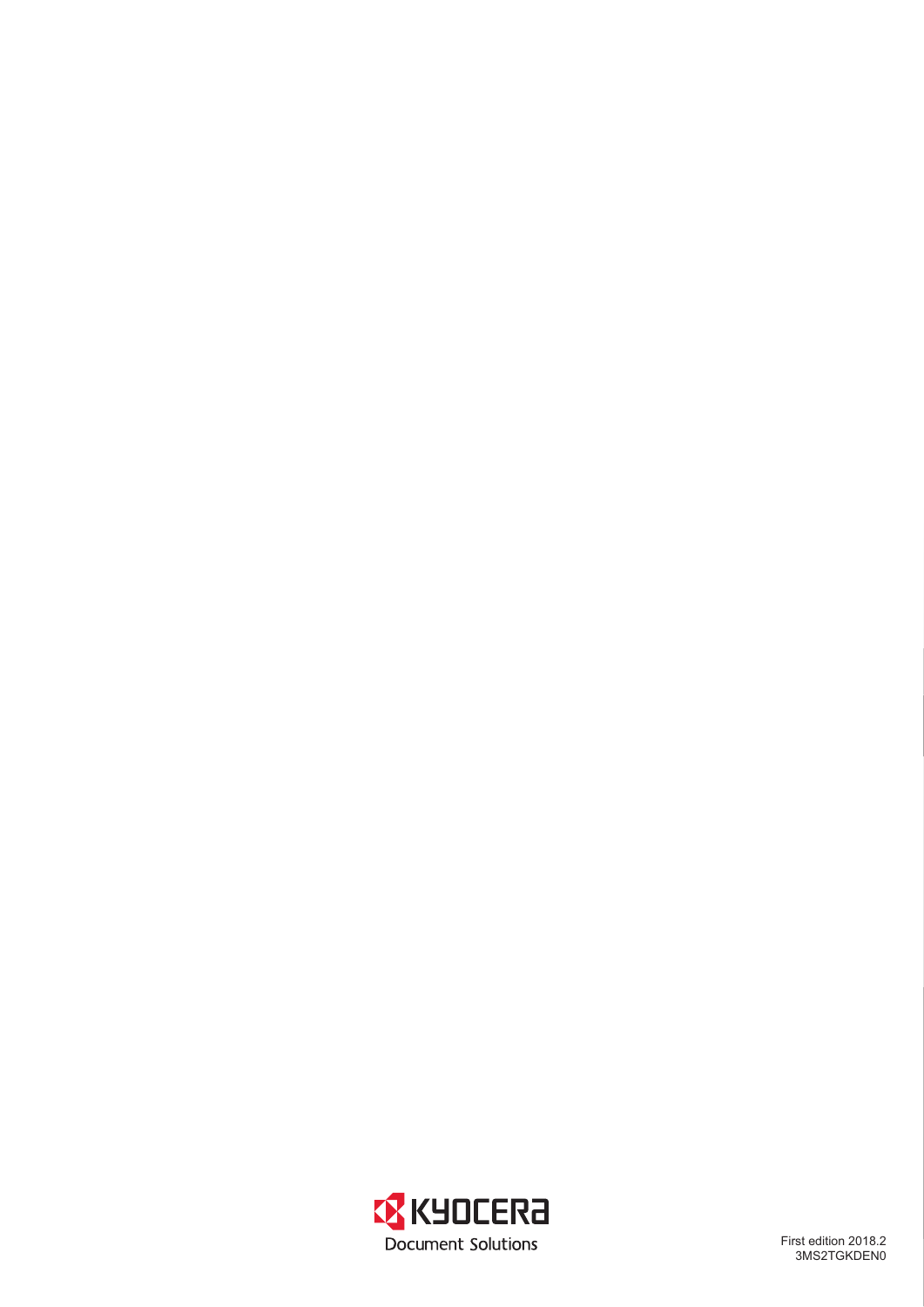KYOCERA

Document Solutions

First edition 2018.2
3MS2TGKDEN0